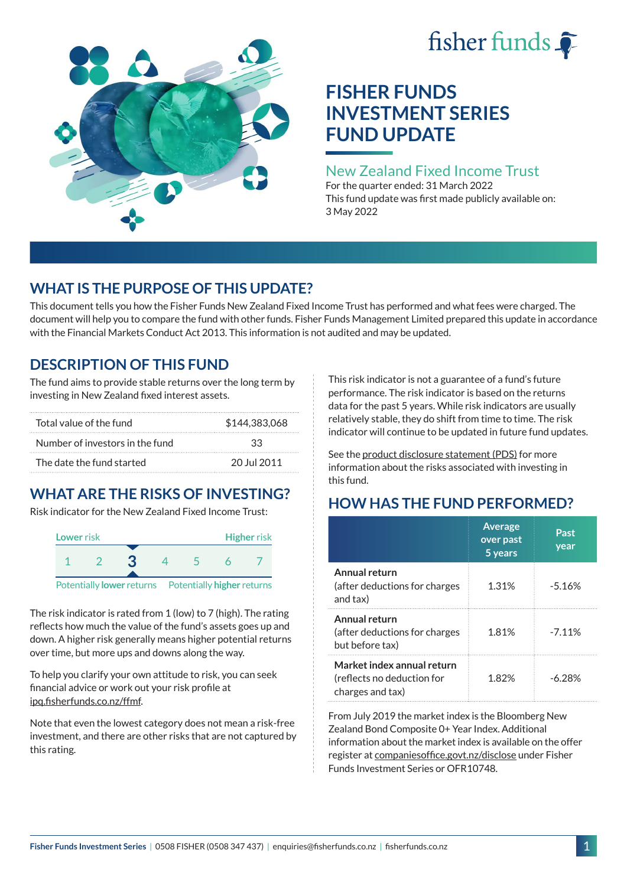# FISHER FUNDS INVESTMENT SERIES FUND UPDATE

## New Zealand Fixed Income Trust

For the quarter ended: 31 March 2022

This fund update was first made publicly available on: 3 May 2022

## WHAT IS THE PURPOSE OF THIS UPDATE?

This document tells you how the Fisher Funds New Zealand Fixed Income Trust has performed and what fees were charged. The document will help you to compare the fund with other funds. Fisher Funds Management Limited prepared this update in accordance with the Financial Markets Conduct Act 2013. This information is not audited and may be updated.

## DESCRIPTION OF THIS FUND

The fund aims to provide stable returns over the long term by investing in New Zealand fixed interest assets.

| | |
|---|---|
| Total value of the fund | $144,383,068 |
| Number of investors in the fund | 33 |
| The date the fund started | 20 Jul 2011 |

## WHAT ARE THE RISKS OF INVESTING?

Risk indicator for the New Zealand Fixed Income Trust:

Lower risk — Higher risk

1 2 **3** 4 5 6 7

Potentially lower returns — Potentially higher returns

The risk indicator is rated from 1 (low) to 7 (high). The rating reflects how much the value of the fund's assets goes up and down. A higher risk generally means higher potential returns over time, but more ups and downs along the way.

To help you clarify your own attitude to risk, you can seek financial advice or work out your risk profile at ipq.fisherfunds.co.nz/ffmf.

Note that even the lowest category does not mean a risk-free investment, and there are other risks that are not captured by this rating.

This risk indicator is not a guarantee of a fund's future performance. The risk indicator is based on the returns data for the past 5 years. While risk indicators are usually relatively stable, they do shift from time to time. The risk indicator will continue to be updated in future fund updates.

See the product disclosure statement (PDS) for more information about the risks associated with investing in this fund.

## HOW HAS THE FUND PERFORMED?

| | Average over past 5 years | Past year |
|---|---|---|
| **Annual return** (after deductions for charges and tax) | 1.31% | -5.16% |
| **Annual return** (after deductions for charges but before tax) | 1.81% | -7.11% |
| **Market index annual return** (reflects no deduction for charges and tax) | 1.82% | -6.28% |

From July 2019 the market index is the Bloomberg New Zealand Bond Composite 0+ Year Index. Additional information about the market index is available on the offer register at companiesoffice.govt.nz/disclose under Fisher Funds Investment Series or OFR10748.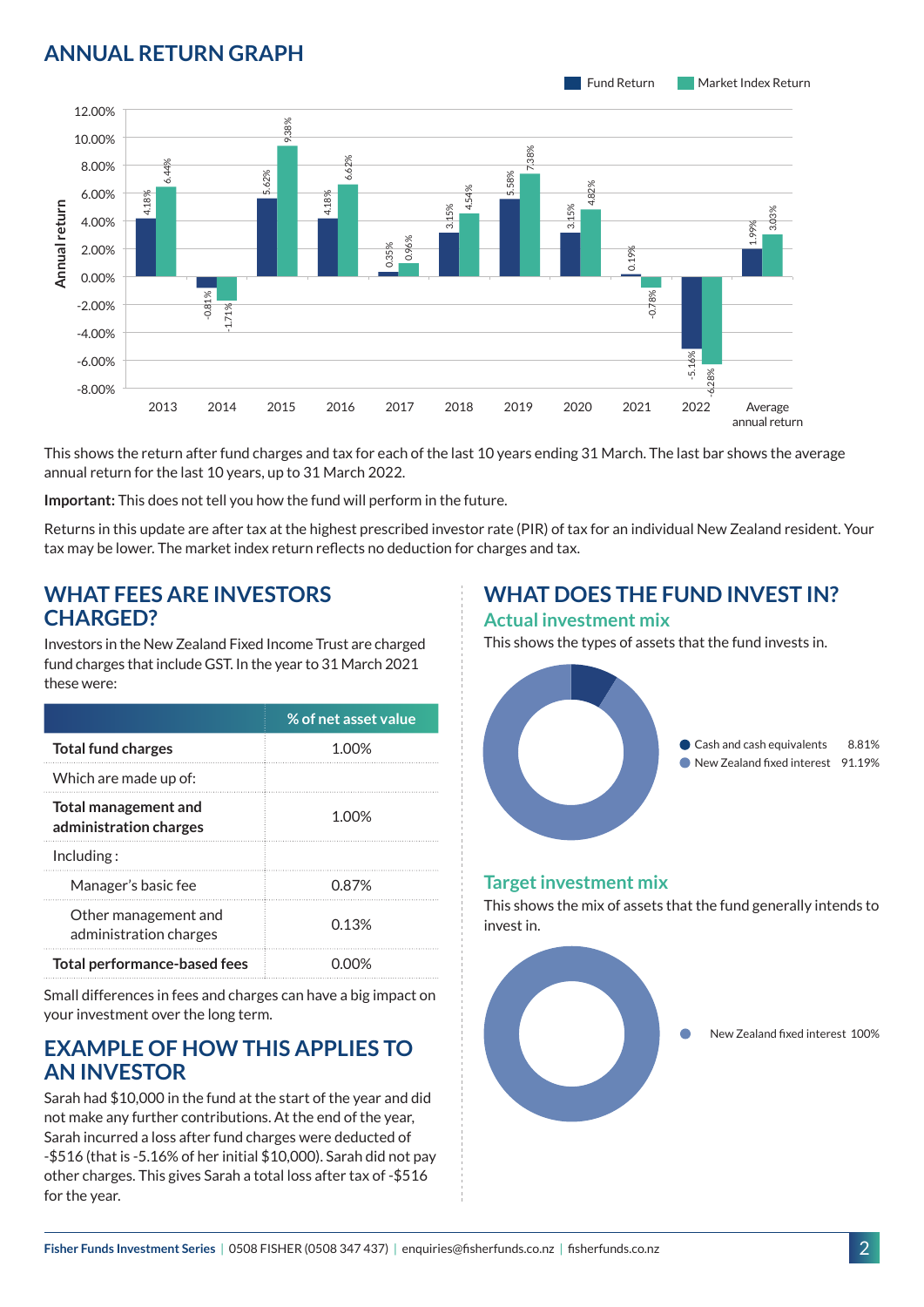## ANNUAL RETURN GRAPH

| Year | Fund Return | Market Index Return |
|---|---|---|
| 2013 | 4.18% | 6.44% |
| 2014 | -0.81% | -1.71% |
| 2015 | 5.62% | 9.38% |
| 2016 | 4.18% | 6.62% |
| 2017 | 0.35% | 0.96% |
| 2018 | 3.15% | 4.54% |
| 2019 | 5.58% | 7.38% |
| 2020 | 3.15% | 4.82% |
| 2021 | 0.19% | -0.78% |
| 2022 | -5.16% | -6.28% |
| Average annual return | 1.99% | 3.03% |

This shows the return after fund charges and tax for each of the last 10 years ending 31 March. The last bar shows the average annual return for the last 10 years, up to 31 March 2022.

**Important:** This does not tell you how the fund will perform in the future.

Returns in this update are after tax at the highest prescribed investor rate (PIR) of tax for an individual New Zealand resident. Your tax may be lower. The market index return reflects no deduction for charges and tax.

## WHAT FEES ARE INVESTORS CHARGED?

Investors in the New Zealand Fixed Income Trust are charged fund charges that include GST. In the year to 31 March 2021 these were:

| | % of net asset value |
|---|---|
| **Total fund charges** | 1.00% |
| Which are made up of: | |
| **Total management and administration charges** | 1.00% |
| Including : | |
| Manager's basic fee | 0.87% |
| Other management and administration charges | 0.13% |
| **Total performance-based fees** | 0.00% |

Small differences in fees and charges can have a big impact on your investment over the long term.

## EXAMPLE OF HOW THIS APPLIES TO AN INVESTOR

Sarah had $10,000 in the fund at the start of the year and did not make any further contributions. At the end of the year, Sarah incurred a loss after fund charges were deducted of -$516 (that is -5.16% of her initial $10,000). Sarah did not pay other charges. This gives Sarah a total loss after tax of -$516 for the year.

## WHAT DOES THE FUND INVEST IN?

### Actual investment mix

This shows the types of assets that the fund invests in.

| Asset | % |
|---|---|
| Cash and cash equivalents | 8.81% |
| New Zealand fixed interest | 91.19% |

### Target investment mix

This shows the mix of assets that the fund generally intends to invest in.

| Asset | % |
|---|---|
| New Zealand fixed interest | 100% |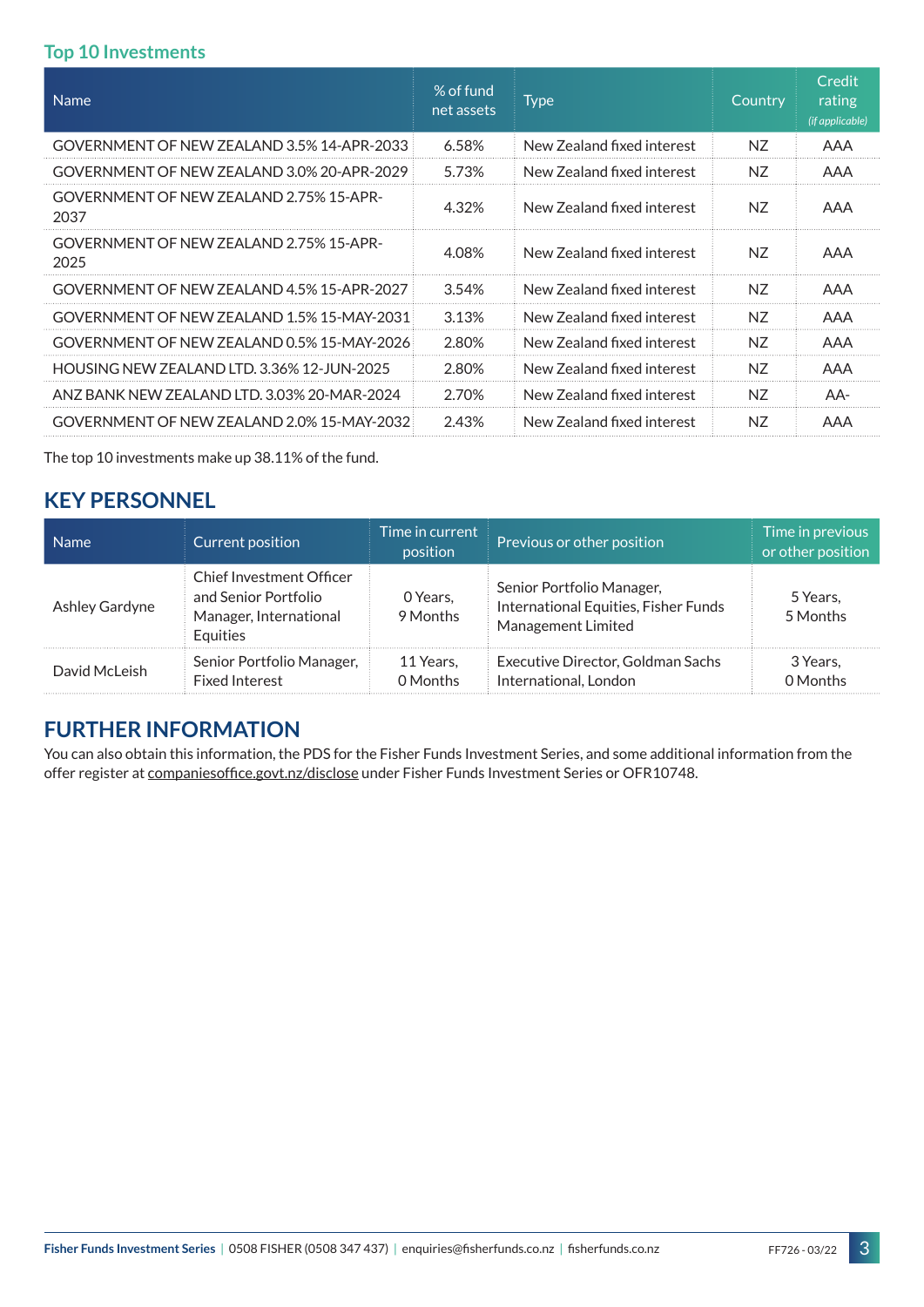## Top 10 Investments

| Name | % of fund net assets | Type | Country | Credit rating *(if applicable)* |
|---|---|---|---|---|
| GOVERNMENT OF NEW ZEALAND 3.5% 14-APR-2033 | 6.58% | New Zealand fixed interest | NZ | AAA |
| GOVERNMENT OF NEW ZEALAND 3.0% 20-APR-2029 | 5.73% | New Zealand fixed interest | NZ | AAA |
| GOVERNMENT OF NEW ZEALAND 2.75% 15-APR-2037 | 4.32% | New Zealand fixed interest | NZ | AAA |
| GOVERNMENT OF NEW ZEALAND 2.75% 15-APR-2025 | 4.08% | New Zealand fixed interest | NZ | AAA |
| GOVERNMENT OF NEW ZEALAND 4.5% 15-APR-2027 | 3.54% | New Zealand fixed interest | NZ | AAA |
| GOVERNMENT OF NEW ZEALAND 1.5% 15-MAY-2031 | 3.13% | New Zealand fixed interest | NZ | AAA |
| GOVERNMENT OF NEW ZEALAND 0.5% 15-MAY-2026 | 2.80% | New Zealand fixed interest | NZ | AAA |
| HOUSING NEW ZEALAND LTD. 3.36% 12-JUN-2025 | 2.80% | New Zealand fixed interest | NZ | AAA |
| ANZ BANK NEW ZEALAND LTD. 3.03% 20-MAR-2024 | 2.70% | New Zealand fixed interest | NZ | AA- |
| GOVERNMENT OF NEW ZEALAND 2.0% 15-MAY-2032 | 2.43% | New Zealand fixed interest | NZ | AAA |

The top 10 investments make up 38.11% of the fund.

## KEY PERSONNEL

| Name | Current position | Time in current position | Previous or other position | Time in previous or other position |
|---|---|---|---|---|
| Ashley Gardyne | Chief Investment Officer and Senior Portfolio Manager, International Equities | 0 Years, 9 Months | Senior Portfolio Manager, International Equities, Fisher Funds Management Limited | 5 Years, 5 Months |
| David McLeish | Senior Portfolio Manager, Fixed Interest | 11 Years, 0 Months | Executive Director, Goldman Sachs International, London | 3 Years, 0 Months |

## FURTHER INFORMATION

You can also obtain this information, the PDS for the Fisher Funds Investment Series, and some additional information from the offer register at companiesoffice.govt.nz/disclose under Fisher Funds Investment Series or OFR10748.